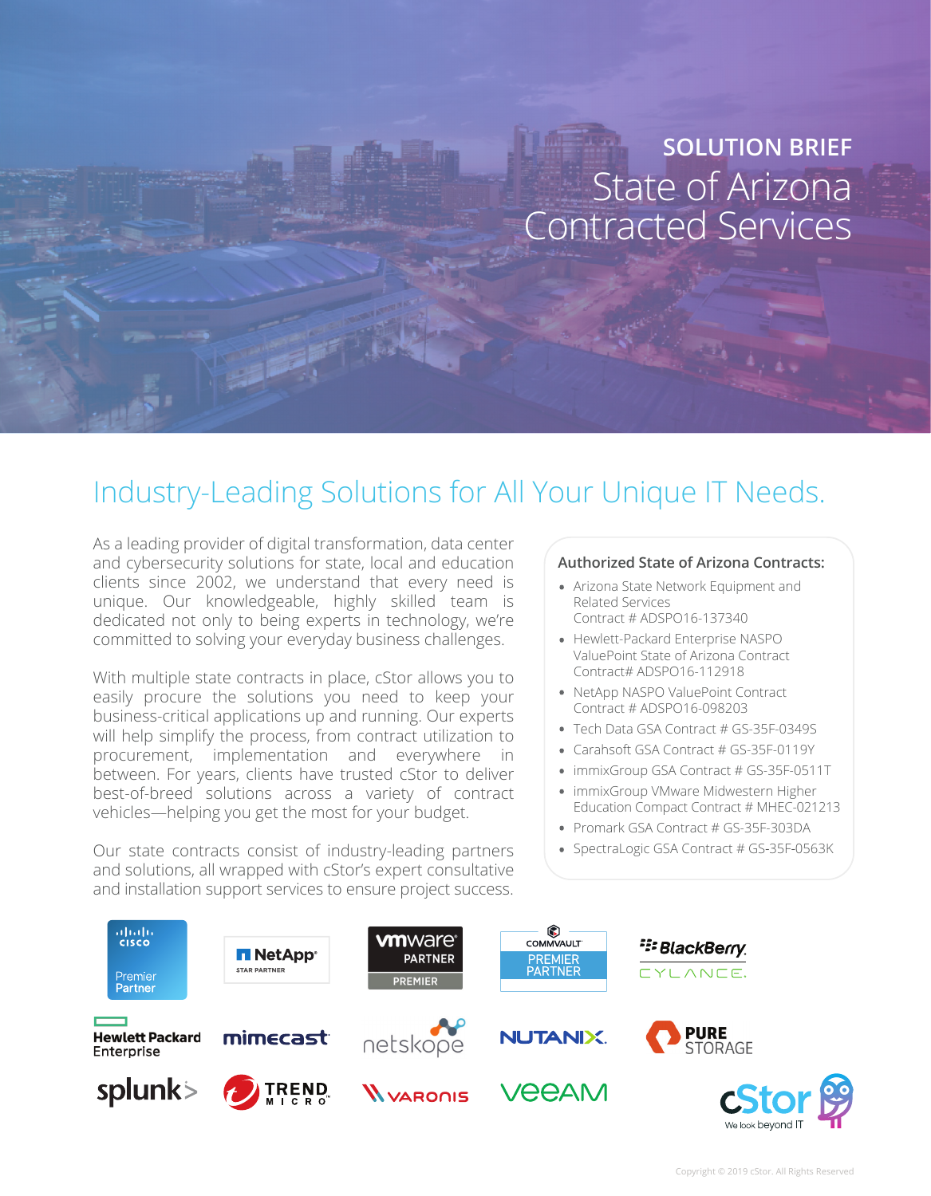SOLUTION BRIEF

# State of Arizona Contracted Services

## Industry-Leading Solutions for All Your Unique IT Needs.

As a leading provider of digital transformation, data center and cybersecurity solutions for state, local and education clients since 2002, we understand that every need is unique. Our knowledgeable, highly skilled team is dedicated not only to being experts in technology, we're committed to solving your everyday business challenges.

With multiple state contracts in place, cStor allows you to easily procure the solutions you need to keep your business-critical applications up and running. Our experts will help simplify the process, from contract utilization to procurement, implementation and everywhere in between. For years, clients have trusted cStor to deliver best-of-breed solutions across a variety of contract vehicles—helping you get the most for your budget.

Our state contracts consist of industry-leading partners and solutions, all wrapped with cStor's expert consultative and installation support services to ensure project success.

### Authorized State of Arizona Contracts:

- Arizona State Network Equipment and Related Services Contract # ADSPO16-137340
- Hewlett-Packard Enterprise NASPO ValuePoint State of Arizona Contract Contract# ADSPO16-112918
- NetApp NASPO ValuePoint Contract Contract # ADSPO16-098203
- Tech Data GSA Contract # GS-35F-0349S
- Carahsoft GSA Contract # GS-35F-0119Y
- immixGroup GSA Contract # GS-35F-0511T
- immixGroup VMware Midwestern Higher Education Compact Contract # MHEC-021213
- Promark GSA Contract # GS-35F-303DA
- SpectraLogic GSA Contract # GS-35F-0563K

Copyright © 2019 cStor. All Rights Reserved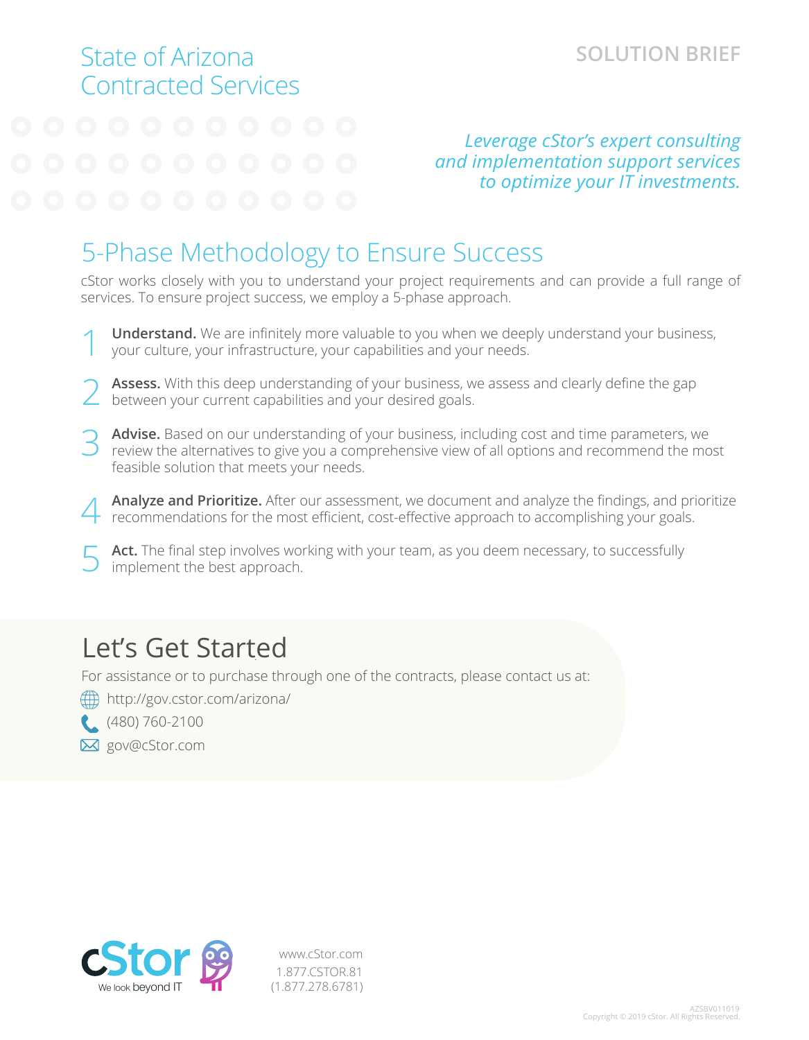# State of Arizona Contracted Services

SOLUTION BRIEF

*Leverage cStor's expert consulting and implementation support services to optimize your IT investments.*

## 5-Phase Methodology to Ensure Success

cStor works closely with you to understand your project requirements and can provide a full range of services. To ensure project success, we employ a 5-phase approach.

1. **Understand.** We are infinitely more valuable to you when we deeply understand your business, your culture, your infrastructure, your capabilities and your needs.
2. **Assess.** With this deep understanding of your business, we assess and clearly define the gap between your current capabilities and your desired goals.
3. **Advise.** Based on our understanding of your business, including cost and time parameters, we review the alternatives to give you a comprehensive view of all options and recommend the most feasible solution that meets your needs.
4. **Analyze and Prioritize.** After our assessment, we document and analyze the findings, and prioritize recommendations for the most efficient, cost-effective approach to accomplishing your goals.
5. **Act.** The final step involves working with your team, as you deem necessary, to successfully implement the best approach.

## Let's Get Started

For assistance or to purchase through one of the contracts, please contact us at:

- http://gov.cstor.com/arizona/
- (480) 760-2100
- gov@cStor.com

cStor
We look beyond IT

www.cStor.com
1.877.CSTOR.81
(1.877.278.6781)

AZSBV011019
Copyright © 2019 cStor. All Rights Reserved.